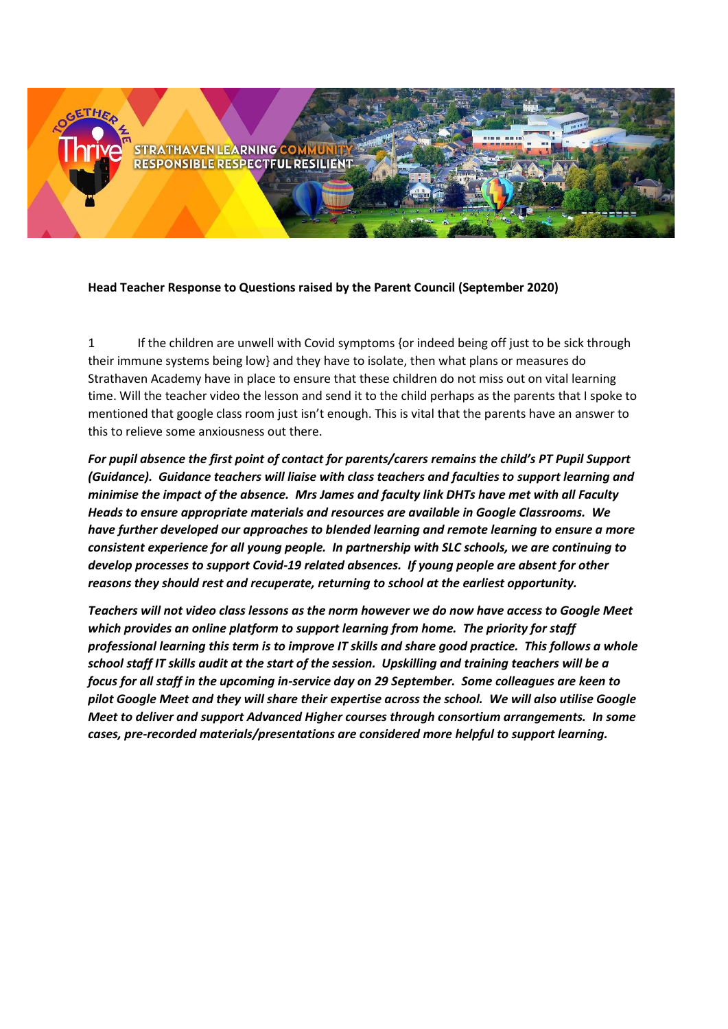**Head Teacher Response to Questions raised by the Parent Council (September 2020)**

1 If the children are unwell with Covid symptoms {or indeed being off just to be sick through their immune systems being low} and they have to isolate, then what plans or measures do Strathaven Academy have in place to ensure that these children do not miss out on vital learning time. Will the teacher video the lesson and send it to the child perhaps as the parents that I spoke to mentioned that google class room just isn't enough. This is vital that the parents have an answer to this to relieve some anxiousness out there.

***For pupil absence the first point of contact for parents/carers remains the child's PT Pupil Support (Guidance). Guidance teachers will liaise with class teachers and faculties to support learning and minimise the impact of the absence. Mrs James and faculty link DHTs have met with all Faculty Heads to ensure appropriate materials and resources are available in Google Classrooms. We have further developed our approaches to blended learning and remote learning to ensure a more consistent experience for all young people. In partnership with SLC schools, we are continuing to develop processes to support Covid-19 related absences. If young people are absent for other reasons they should rest and recuperate, returning to school at the earliest opportunity.***

***Teachers will not video class lessons as the norm however we do now have access to Google Meet which provides an online platform to support learning from home. The priority for staff professional learning this term is to improve IT skills and share good practice. This follows a whole school staff IT skills audit at the start of the session. Upskilling and training teachers will be a focus for all staff in the upcoming in-service day on 29 September. Some colleagues are keen to pilot Google Meet and they will share their expertise across the school. We will also utilise Google Meet to deliver and support Advanced Higher courses through consortium arrangements. In some cases, pre-recorded materials/presentations are considered more helpful to support learning.***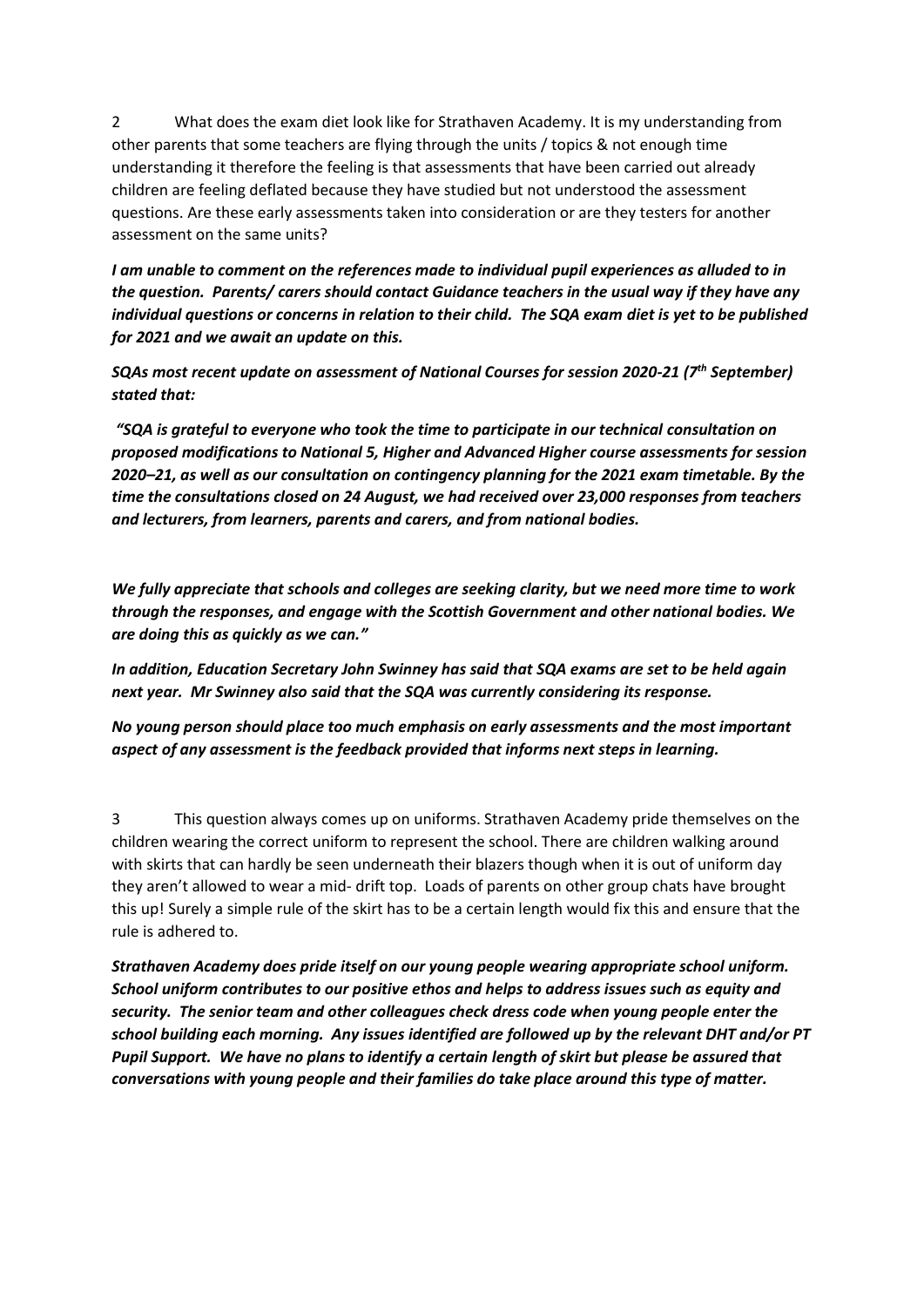2 What does the exam diet look like for Strathaven Academy. It is my understanding from other parents that some teachers are flying through the units / topics & not enough time understanding it therefore the feeling is that assessments that have been carried out already children are feeling deflated because they have studied but not understood the assessment questions. Are these early assessments taken into consideration or are they testers for another assessment on the same units?

***I am unable to comment on the references made to individual pupil experiences as alluded to in the question. Parents/ carers should contact Guidance teachers in the usual way if they have any individual questions or concerns in relation to their child. The SQA exam diet is yet to be published for 2021 and we await an update on this.***

***SQAs most recent update on assessment of National Courses for session 2020-21 (7th September) stated that:***

***"SQA is grateful to everyone who took the time to participate in our technical consultation on proposed modifications to National 5, Higher and Advanced Higher course assessments for session 2020–21, as well as our consultation on contingency planning for the 2021 exam timetable. By the time the consultations closed on 24 August, we had received over 23,000 responses from teachers and lecturers, from learners, parents and carers, and from national bodies.***

***We fully appreciate that schools and colleges are seeking clarity, but we need more time to work through the responses, and engage with the Scottish Government and other national bodies. We are doing this as quickly as we can."***

***In addition, Education Secretary John Swinney has said that SQA exams are set to be held again next year. Mr Swinney also said that the SQA was currently considering its response.***

***No young person should place too much emphasis on early assessments and the most important aspect of any assessment is the feedback provided that informs next steps in learning.***

3 This question always comes up on uniforms. Strathaven Academy pride themselves on the children wearing the correct uniform to represent the school. There are children walking around with skirts that can hardly be seen underneath their blazers though when it is out of uniform day they aren't allowed to wear a mid- drift top. Loads of parents on other group chats have brought this up! Surely a simple rule of the skirt has to be a certain length would fix this and ensure that the rule is adhered to.

***Strathaven Academy does pride itself on our young people wearing appropriate school uniform. School uniform contributes to our positive ethos and helps to address issues such as equity and security. The senior team and other colleagues check dress code when young people enter the school building each morning. Any issues identified are followed up by the relevant DHT and/or PT Pupil Support. We have no plans to identify a certain length of skirt but please be assured that conversations with young people and their families do take place around this type of matter.***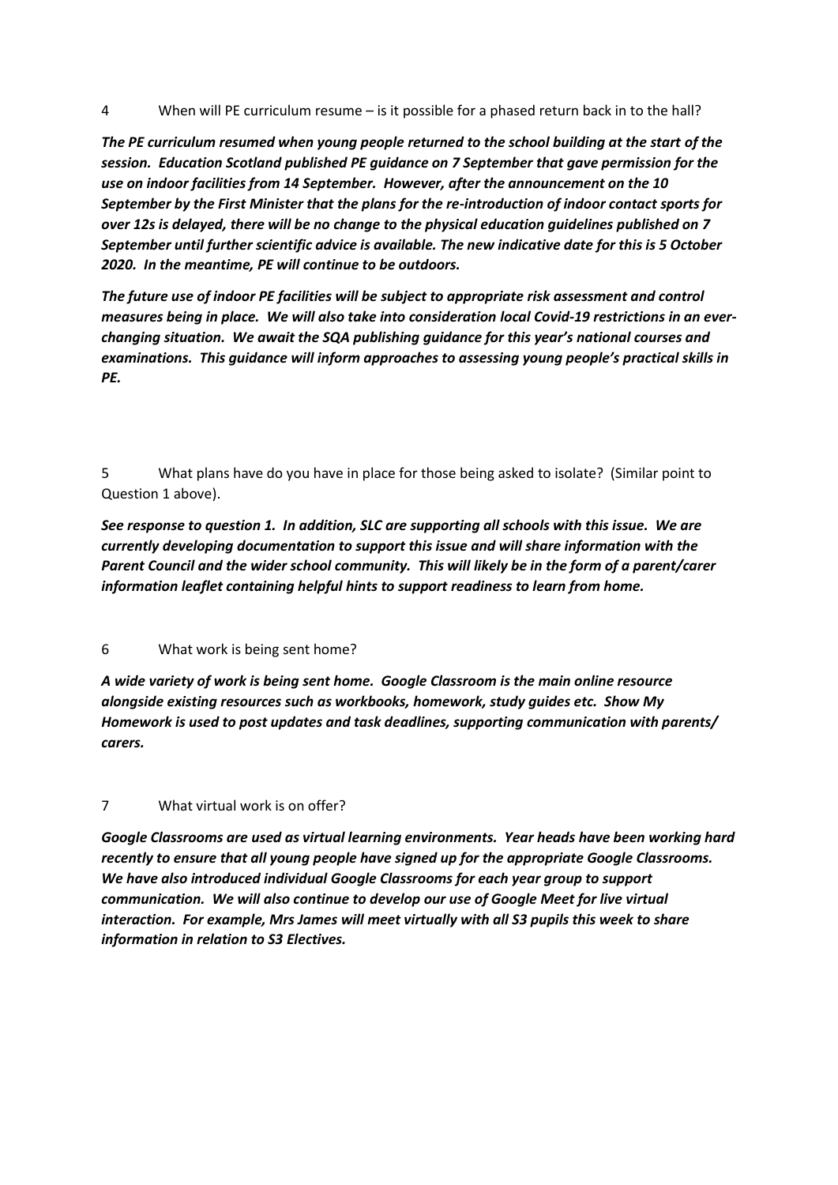4 When will PE curriculum resume – is it possible for a phased return back in to the hall?

***The PE curriculum resumed when young people returned to the school building at the start of the session. Education Scotland published PE guidance on 7 September that gave permission for the use on indoor facilities from 14 September. However, after the announcement on the 10 September by the First Minister that the plans for the re-introduction of indoor contact sports for over 12s is delayed, there will be no change to the physical education guidelines published on 7 September until further scientific advice is available. The new indicative date for this is 5 October 2020. In the meantime, PE will continue to be outdoors.***

***The future use of indoor PE facilities will be subject to appropriate risk assessment and control measures being in place. We will also take into consideration local Covid-19 restrictions in an ever-changing situation. We await the SQA publishing guidance for this year's national courses and examinations. This guidance will inform approaches to assessing young people's practical skills in PE.***

5 What plans have do you have in place for those being asked to isolate? (Similar point to Question 1 above).

***See response to question 1. In addition, SLC are supporting all schools with this issue. We are currently developing documentation to support this issue and will share information with the Parent Council and the wider school community. This will likely be in the form of a parent/carer information leaflet containing helpful hints to support readiness to learn from home.***

6 What work is being sent home?

***A wide variety of work is being sent home. Google Classroom is the main online resource alongside existing resources such as workbooks, homework, study guides etc. Show My Homework is used to post updates and task deadlines, supporting communication with parents/ carers.***

7 What virtual work is on offer?

***Google Classrooms are used as virtual learning environments. Year heads have been working hard recently to ensure that all young people have signed up for the appropriate Google Classrooms. We have also introduced individual Google Classrooms for each year group to support communication. We will also continue to develop our use of Google Meet for live virtual interaction. For example, Mrs James will meet virtually with all S3 pupils this week to share information in relation to S3 Electives.***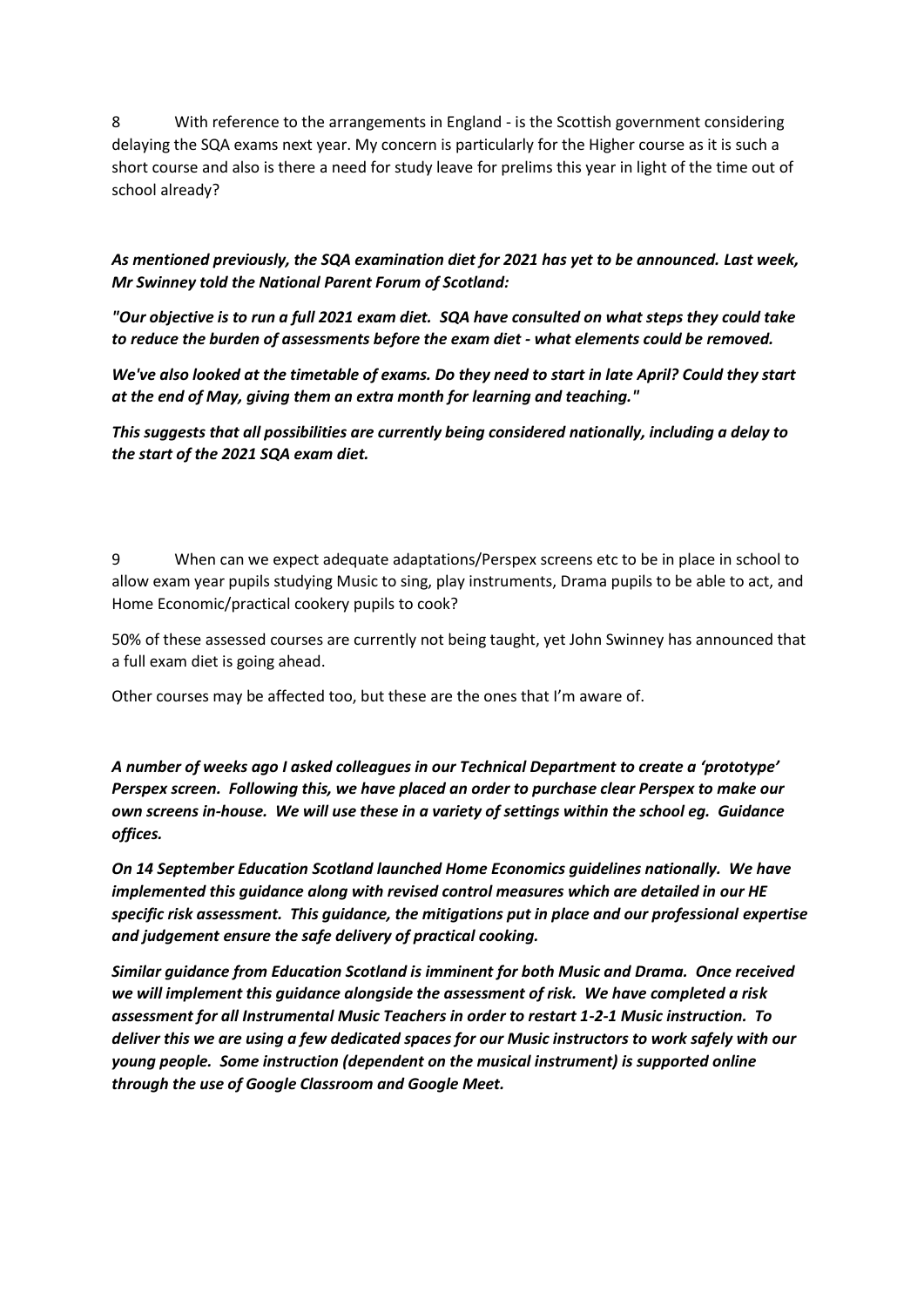8 With reference to the arrangements in England - is the Scottish government considering delaying the SQA exams next year. My concern is particularly for the Higher course as it is such a short course and also is there a need for study leave for prelims this year in light of the time out of school already?

***As mentioned previously, the SQA examination diet for 2021 has yet to be announced. Last week, Mr Swinney told the National Parent Forum of Scotland:***

***"Our objective is to run a full 2021 exam diet. SQA have consulted on what steps they could take to reduce the burden of assessments before the exam diet - what elements could be removed.***

***We've also looked at the timetable of exams. Do they need to start in late April? Could they start at the end of May, giving them an extra month for learning and teaching."***

***This suggests that all possibilities are currently being considered nationally, including a delay to the start of the 2021 SQA exam diet.***

9 When can we expect adequate adaptations/Perspex screens etc to be in place in school to allow exam year pupils studying Music to sing, play instruments, Drama pupils to be able to act, and Home Economic/practical cookery pupils to cook?

50% of these assessed courses are currently not being taught, yet John Swinney has announced that a full exam diet is going ahead.

Other courses may be affected too, but these are the ones that I'm aware of.

***A number of weeks ago I asked colleagues in our Technical Department to create a 'prototype' Perspex screen. Following this, we have placed an order to purchase clear Perspex to make our own screens in-house. We will use these in a variety of settings within the school eg. Guidance offices.***

***On 14 September Education Scotland launched Home Economics guidelines nationally. We have implemented this guidance along with revised control measures which are detailed in our HE specific risk assessment. This guidance, the mitigations put in place and our professional expertise and judgement ensure the safe delivery of practical cooking.***

***Similar guidance from Education Scotland is imminent for both Music and Drama. Once received we will implement this guidance alongside the assessment of risk. We have completed a risk assessment for all Instrumental Music Teachers in order to restart 1-2-1 Music instruction. To deliver this we are using a few dedicated spaces for our Music instructors to work safely with our young people. Some instruction (dependent on the musical instrument) is supported online through the use of Google Classroom and Google Meet.***